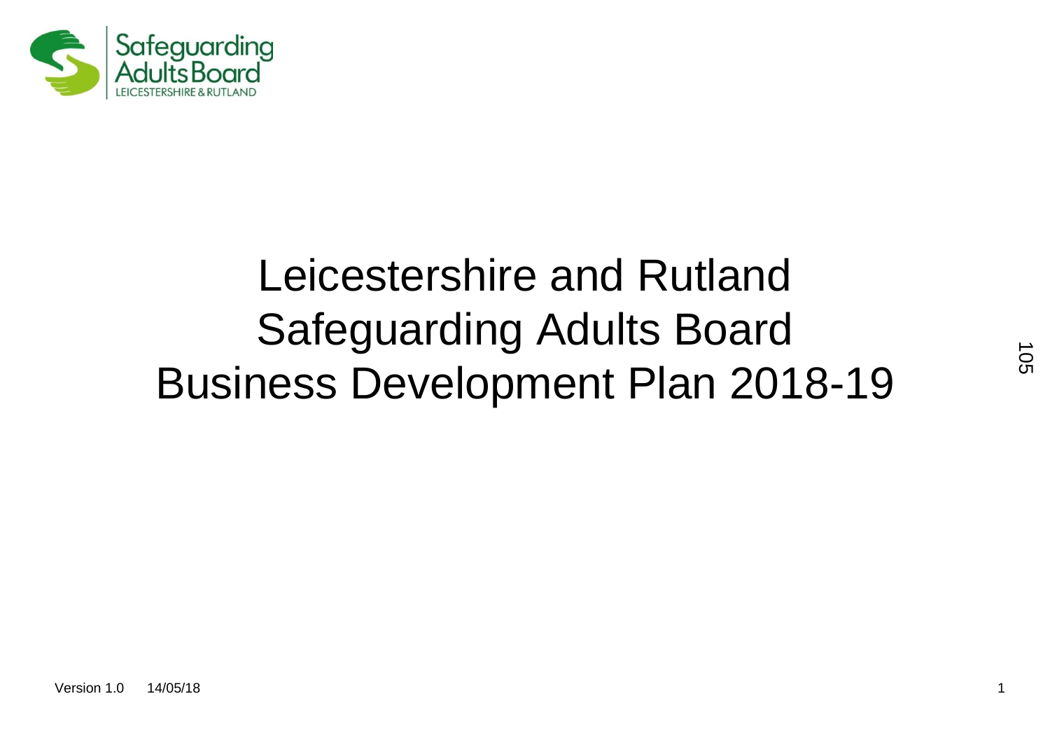Safeguarding Adults Board
LEICESTERSHIRE & RUTLAND

# Leicestershire and Rutland Safeguarding Adults Board Business Development Plan 2018-19

Version 1.0 14/05/18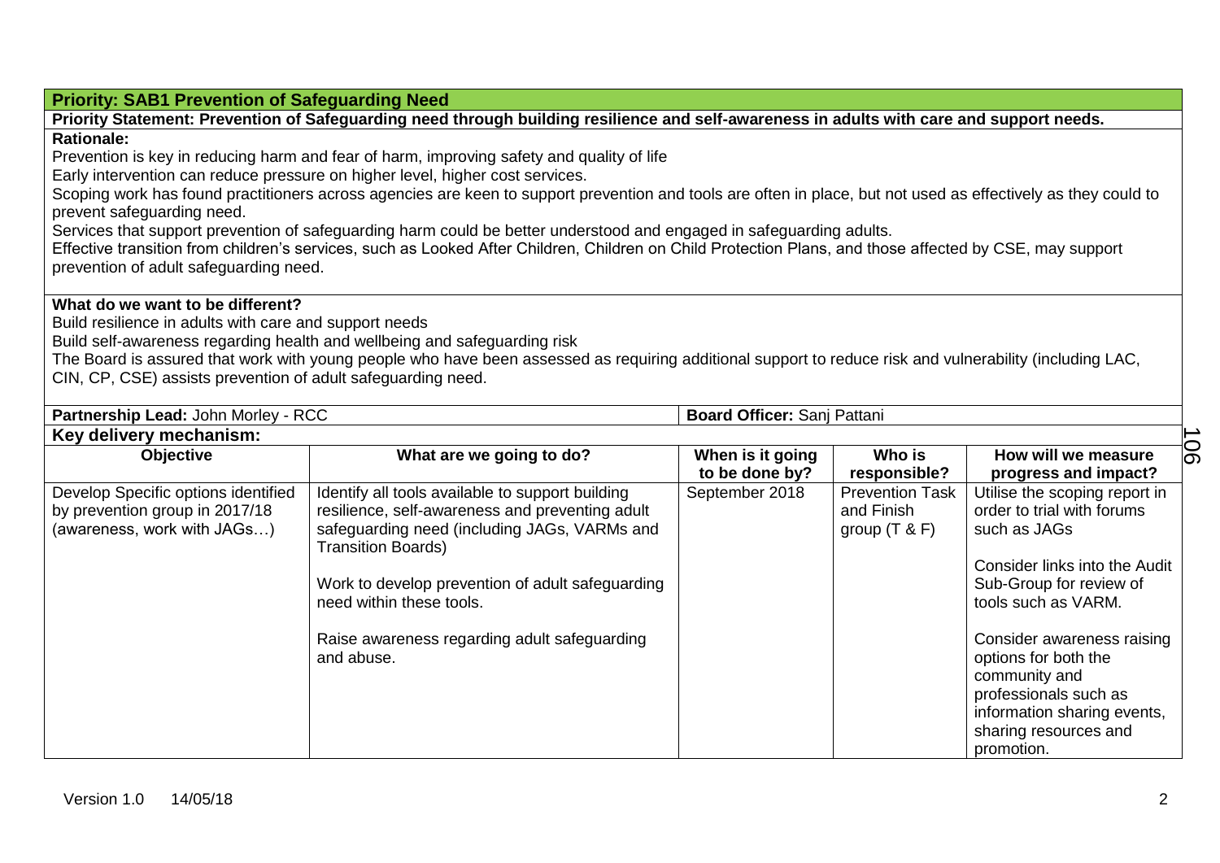**Priority: SAB1 Prevention of Safeguarding Need**

**Priority Statement: Prevention of Safeguarding need through building resilience and self-awareness in adults with care and support needs.**

**Rationale:**

Prevention is key in reducing harm and fear of harm, improving safety and quality of life

Early intervention can reduce pressure on higher level, higher cost services.

Scoping work has found practitioners across agencies are keen to support prevention and tools are often in place, but not used as effectively as they could to prevent safeguarding need.

Services that support prevention of safeguarding harm could be better understood and engaged in safeguarding adults.

Effective transition from children's services, such as Looked After Children, Children on Child Protection Plans, and those affected by CSE, may support prevention of adult safeguarding need.

**What do we want to be different?**

Build resilience in adults with care and support needs

Build self-awareness regarding health and wellbeing and safeguarding risk

The Board is assured that work with young people who have been assessed as requiring additional support to reduce risk and vulnerability (including LAC, CIN, CP, CSE) assists prevention of adult safeguarding need.

**Partnership Lead:** John Morley - RCC | **Board Officer:** Sanj Pattani

**Key delivery mechanism:**

| Objective | What are we going to do? | When is it going to be done by? | Who is responsible? | How will we measure progress and impact? |
|---|---|---|---|---|
| Develop Specific options identified by prevention group in 2017/18 (awareness, work with JAGs…) | Identify all tools available to support building resilience, self-awareness and preventing adult safeguarding need (including JAGs, VARMs and Transition Boards)<br><br>Work to develop prevention of adult safeguarding need within these tools.<br><br>Raise awareness regarding adult safeguarding and abuse. | September 2018 | Prevention Task and Finish group (T & F) | Utilise the scoping report in order to trial with forums such as JAGs<br><br>Consider links into the Audit Sub-Group for review of tools such as VARM.<br><br>Consider awareness raising options for both the community and professionals such as information sharing events, sharing resources and promotion. |

Version 1.0 14/05/18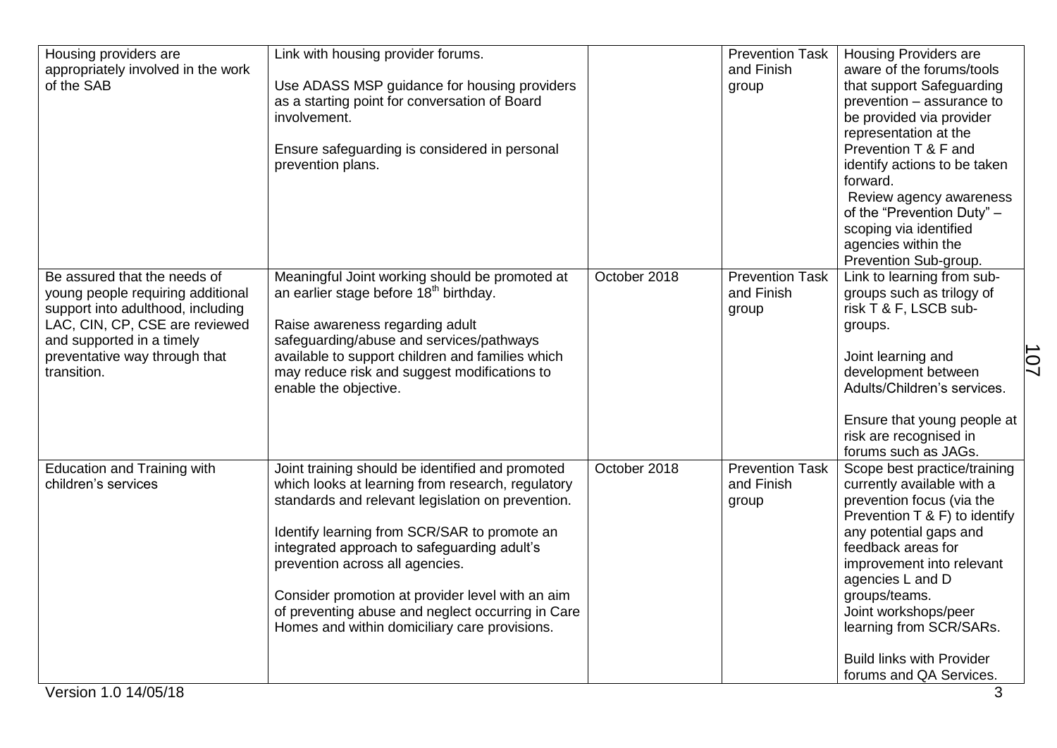| | | | | |
|---|---|---|---|---|
| Housing providers are appropriately involved in the work of the SAB | Link with housing provider forums.<br><br>Use ADASS MSP guidance for housing providers as a starting point for conversation of Board involvement.<br><br>Ensure safeguarding is considered in personal prevention plans. | | Prevention Task and Finish group | Housing Providers are aware of the forums/tools that support Safeguarding prevention – assurance to be provided via provider representation at the Prevention T & F and identify actions to be taken forward.<br>Review agency awareness of the "Prevention Duty" – scoping via identified agencies within the Prevention Sub-group. |
| Be assured that the needs of young people requiring additional support into adulthood, including LAC, CIN, CP, CSE are reviewed and supported in a timely preventative way through that transition. | Meaningful Joint working should be promoted at an earlier stage before 18th birthday.<br><br>Raise awareness regarding adult safeguarding/abuse and services/pathways available to support children and families which may reduce risk and suggest modifications to enable the objective. | October 2018 | Prevention Task and Finish group | Link to learning from sub-groups such as trilogy of risk T & F, LSCB sub-groups.<br><br>Joint learning and development between Adults/Children's services.<br><br>Ensure that young people at risk are recognised in forums such as JAGs. |
| Education and Training with children's services | Joint training should be identified and promoted which looks at learning from research, regulatory standards and relevant legislation on prevention.<br><br>Identify learning from SCR/SAR to promote an integrated approach to safeguarding adult's prevention across all agencies.<br><br>Consider promotion at provider level with an aim of preventing abuse and neglect occurring in Care Homes and within domiciliary care provisions. | October 2018 | Prevention Task and Finish group | Scope best practice/training currently available with a prevention focus (via the Prevention T & F) to identify any potential gaps and feedback areas for improvement into relevant agencies L and D groups/teams.<br>Joint workshops/peer learning from SCR/SARs.<br><br>Build links with Provider forums and QA Services. |

Version 1.0 14/05/18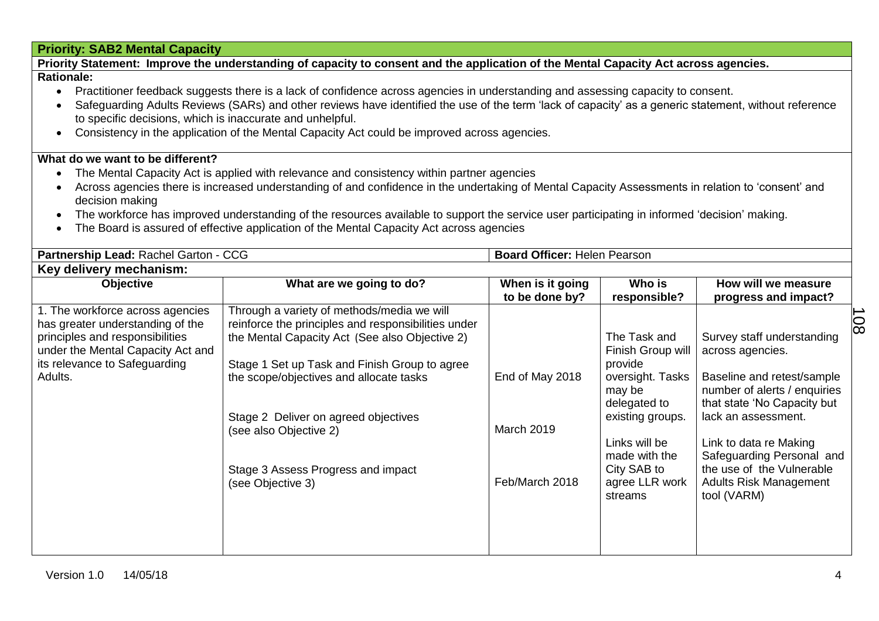## Priority: SAB2 Mental Capacity

**Priority Statement: Improve the understanding of capacity to consent and the application of the Mental Capacity Act across agencies.**

**Rationale:**

- Practitioner feedback suggests there is a lack of confidence across agencies in understanding and assessing capacity to consent.
- Safeguarding Adults Reviews (SARs) and other reviews have identified the use of the term 'lack of capacity' as a generic statement, without reference to specific decisions, which is inaccurate and unhelpful.
- Consistency in the application of the Mental Capacity Act could be improved across agencies.

**What do we want to be different?**

- The Mental Capacity Act is applied with relevance and consistency within partner agencies
- Across agencies there is increased understanding of and confidence in the undertaking of Mental Capacity Assessments in relation to 'consent' and decision making
- The workforce has improved understanding of the resources available to support the service user participating in informed 'decision' making.
- The Board is assured of effective application of the Mental Capacity Act across agencies

**Partnership Lead:** Rachel Garton - CCG

**Board Officer:** Helen Pearson

**Key delivery mechanism:**

| Objective | What are we going to do? | When is it going to be done by? | Who is responsible? | How will we measure progress and impact? |
|---|---|---|---|---|
| 1. The workforce across agencies has greater understanding of the principles and responsibilities under the Mental Capacity Act and its relevance to Safeguarding Adults. | Through a variety of methods/media we will reinforce the principles and responsibilities under the Mental Capacity Act (See also Objective 2)<br><br>Stage 1 Set up Task and Finish Group to agree the scope/objectives and allocate tasks<br><br>Stage 2 Deliver on agreed objectives (see also Objective 2)<br><br>Stage 3 Assess Progress and impact (see Objective 3) | <br><br><br>End of May 2018<br><br>March 2019<br><br>Feb/March 2018 | The Task and Finish Group will provide oversight. Tasks may be delegated to existing groups.<br><br>Links will be made with the City SAB to agree LLR work streams | Survey staff understanding across agencies.<br><br>Baseline and retest/sample number of alerts / enquiries that state 'No Capacity but lack an assessment.<br><br>Link to data re Making Safeguarding Personal and the use of the Vulnerable Adults Risk Management tool (VARM) |

Version 1.0 14/05/18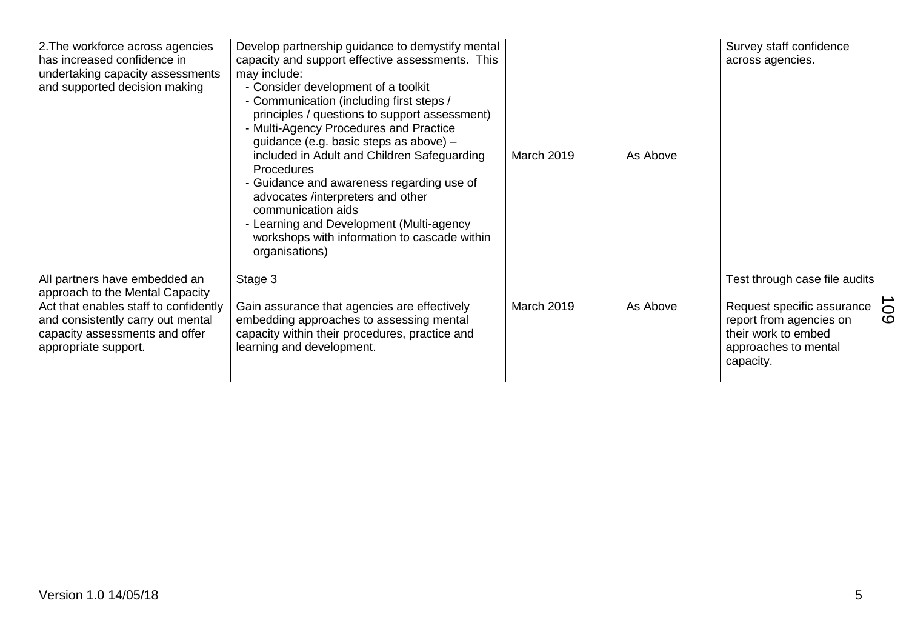| | | | | |
|---|---|---|---|---|
| 2.The workforce across agencies has increased confidence in undertaking capacity assessments and supported decision making | Develop partnership guidance to demystify mental capacity and support effective assessments. This may include:<br>- Consider development of a toolkit<br>- Communication (including first steps / principles / questions to support assessment)<br>- Multi-Agency Procedures and Practice guidance (e.g. basic steps as above) – included in Adult and Children Safeguarding Procedures<br>- Guidance and awareness regarding use of advocates /interpreters and other communication aids<br>- Learning and Development (Multi-agency workshops with information to cascade within organisations) | March 2019 | As Above | Survey staff confidence across agencies. |
| All partners have embedded an approach to the Mental Capacity Act that enables staff to confidently and consistently carry out mental capacity assessments and offer appropriate support. | Stage 3<br><br>Gain assurance that agencies are effectively embedding approaches to assessing mental capacity within their procedures, practice and learning and development. | March 2019 | As Above | Test through case file audits<br><br>Request specific assurance report from agencies on their work to embed approaches to mental capacity. |

Version 1.0 14/05/18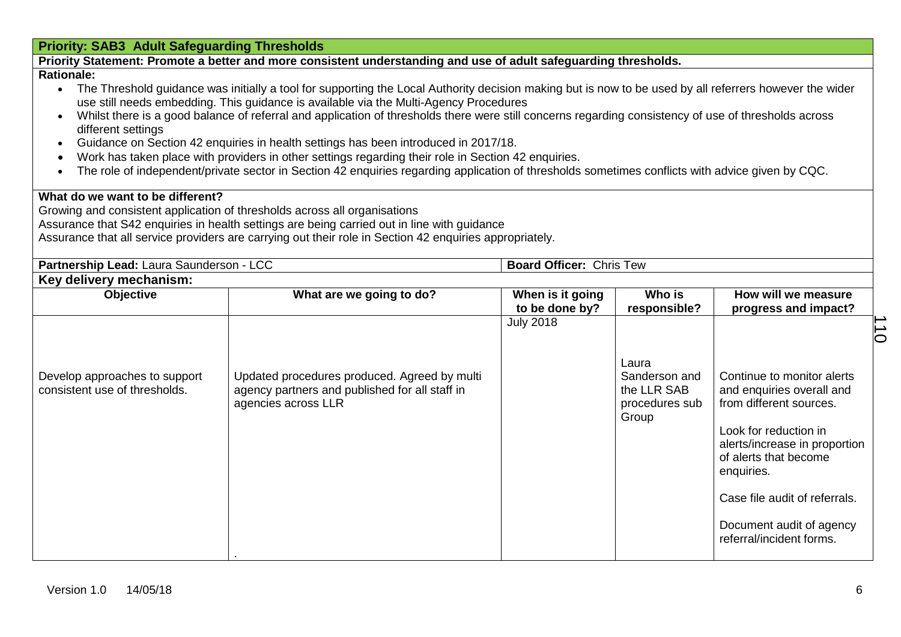**Priority: SAB3 Adult Safeguarding Thresholds**

**Priority Statement: Promote a better and more consistent understanding and use of adult safeguarding thresholds.**

**Rationale:**

- The Threshold guidance was initially a tool for supporting the Local Authority decision making but is now to be used by all referrers however the wider use still needs embedding. This guidance is available via the Multi-Agency Procedures
- Whilst there is a good balance of referral and application of thresholds there were still concerns regarding consistency of use of thresholds across different settings
- Guidance on Section 42 enquiries in health settings has been introduced in 2017/18.
- Work has taken place with providers in other settings regarding their role in Section 42 enquiries.
- The role of independent/private sector in Section 42 enquiries regarding application of thresholds sometimes conflicts with advice given by CQC.

**What do we want to be different?**

Growing and consistent application of thresholds across all organisations
Assurance that S42 enquiries in health settings are being carried out in line with guidance
Assurance that all service providers are carrying out their role in Section 42 enquiries appropriately.

**Partnership Lead:** Laura Saunderson - LCC

**Board Officer:** Chris Tew

**Key delivery mechanism:**

| Objective | What are we going to do? | When is it going to be done by? | Who is responsible? | How will we measure progress and impact? |
|---|---|---|---|---|
| Develop approaches to support consistent use of thresholds. | Updated procedures produced. Agreed by multi agency partners and published for all staff in agencies across LLR<br>. | July 2018 | Laura Sanderson and the LLR SAB procedures sub Group | Continue to monitor alerts and enquiries overall and from different sources.<br><br>Look for reduction in alerts/increase in proportion of alerts that become enquiries.<br><br>Case file audit of referrals.<br><br>Document audit of agency referral/incident forms. |

Version 1.0 14/05/18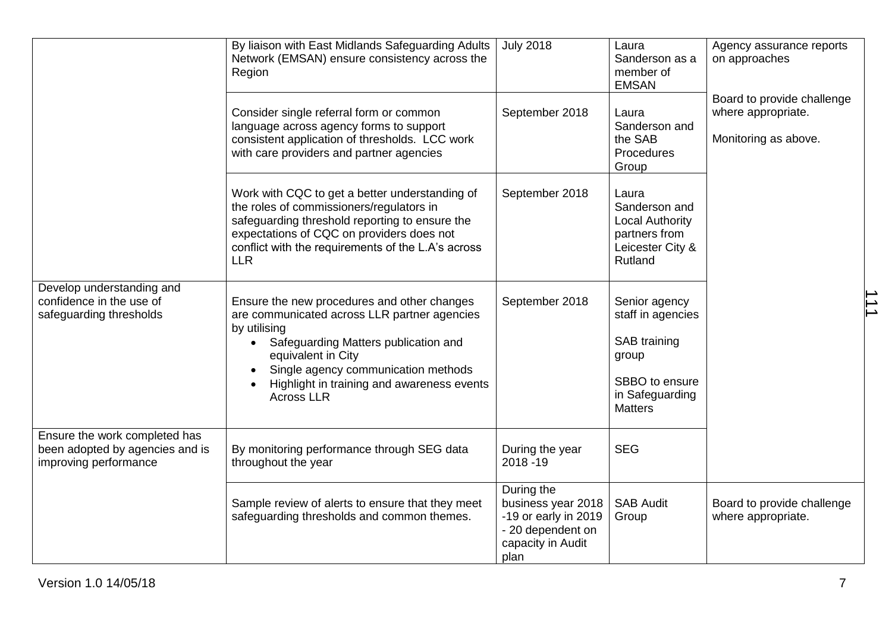| | | | | |
|---|---|---|---|---|
| | By liaison with East Midlands Safeguarding Adults Network (EMSAN) ensure consistency across the Region | July 2018 | Laura Sanderson as a member of EMSAN | Agency assurance reports on approaches<br><br>Board to provide challenge where appropriate.<br><br>Monitoring as above. |
| | Consider single referral form or common language across agency forms to support consistent application of thresholds. LCC work with care providers and partner agencies | September 2018 | Laura Sanderson and the SAB Procedures Group | |
| | Work with CQC to get a better understanding of the roles of commissioners/regulators in safeguarding threshold reporting to ensure the expectations of CQC on providers does not conflict with the requirements of the L.A's across LLR | September 2018 | Laura Sanderson and Local Authority partners from Leicester City & Rutland | |
| Develop understanding and confidence in the use of safeguarding thresholds | Ensure the new procedures and other changes are communicated across LLR partner agencies by utilising<br>• Safeguarding Matters publication and equivalent in City<br>• Single agency communication methods<br>• Highlight in training and awareness events Across LLR | September 2018 | Senior agency staff in agencies<br><br>SAB training group<br><br>SBBO to ensure in Safeguarding Matters | |
| Ensure the work completed has been adopted by agencies and is improving performance | By monitoring performance through SEG data throughout the year | During the year 2018 -19 | SEG | |
| | Sample review of alerts to ensure that they meet safeguarding thresholds and common themes. | During the business year 2018 -19 or early in 2019 - 20 dependent on capacity in Audit plan | SAB Audit Group | Board to provide challenge where appropriate. |

Version 1.0 14/05/18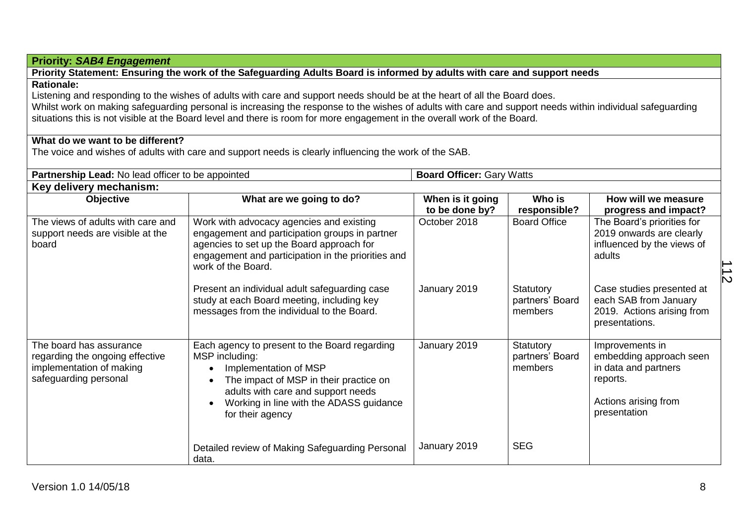**Priority: *SAB4 Engagement***

**Priority Statement: Ensuring the work of the Safeguarding Adults Board is informed by adults with care and support needs**

**Rationale:**

Listening and responding to the wishes of adults with care and support needs should be at the heart of all the Board does.

Whilst work on making safeguarding personal is increasing the response to the wishes of adults with care and support needs within individual safeguarding situations this is not visible at the Board level and there is room for more engagement in the overall work of the Board.

**What do we want to be different?**

The voice and wishes of adults with care and support needs is clearly influencing the work of the SAB.

**Partnership Lead:** No lead officer to be appointed | **Board Officer:** Gary Watts

**Key delivery mechanism:**

| Objective | What are we going to do? | When is it going to be done by? | Who is responsible? | How will we measure progress and impact? |
|---|---|---|---|---|
| The views of adults with care and support needs are visible at the board | Work with advocacy agencies and existing engagement and participation groups in partner agencies to set up the Board approach for engagement and participation in the priorities and work of the Board. | October 2018 | Board Office | The Board's priorities for 2019 onwards are clearly influenced by the views of adults |
| | Present an individual adult safeguarding case study at each Board meeting, including key messages from the individual to the Board. | January 2019 | Statutory partners' Board members | Case studies presented at each SAB from January 2019. Actions arising from presentations. |
| The board has assurance regarding the ongoing effective implementation of making safeguarding personal | Each agency to present to the Board regarding MSP including: <br>• Implementation of MSP <br>• The impact of MSP in their practice on adults with care and support needs <br>• Working in line with the ADASS guidance for their agency | January 2019 | Statutory partners' Board members | Improvements in embedding approach seen in data and partners reports. <br><br>Actions arising from presentation |
| | Detailed review of Making Safeguarding Personal data. | January 2019 | SEG | |

Version 1.0 14/05/18